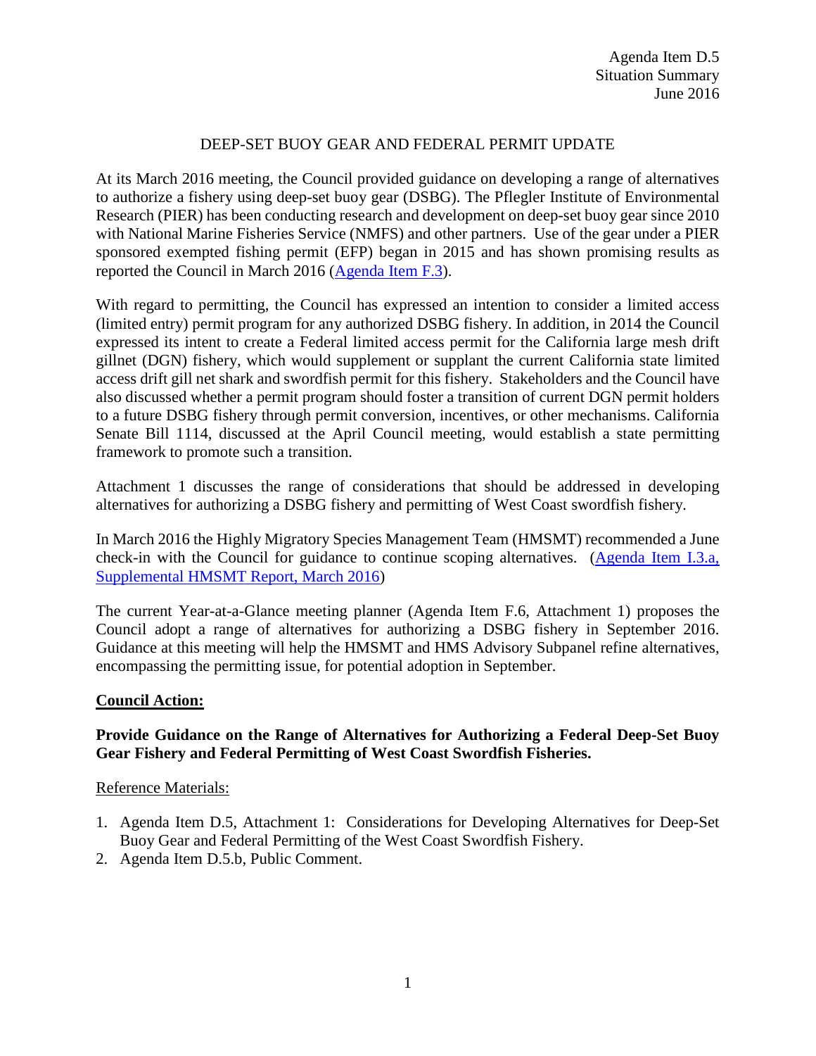Agenda Item D.5
Situation Summary
June 2016

# DEEP-SET BUOY GEAR AND FEDERAL PERMIT UPDATE

At its March 2016 meeting, the Council provided guidance on developing a range of alternatives to authorize a fishery using deep-set buoy gear (DSBG). The Pflegler Institute of Environmental Research (PIER) has been conducting research and development on deep-set buoy gear since 2010 with National Marine Fisheries Service (NMFS) and other partners. Use of the gear under a PIER sponsored exempted fishing permit (EFP) began in 2015 and has shown promising results as reported the Council in March 2016 (Agenda Item F.3).

With regard to permitting, the Council has expressed an intention to consider a limited access (limited entry) permit program for any authorized DSBG fishery. In addition, in 2014 the Council expressed its intent to create a Federal limited access permit for the California large mesh drift gillnet (DGN) fishery, which would supplement or supplant the current California state limited access drift gill net shark and swordfish permit for this fishery. Stakeholders and the Council have also discussed whether a permit program should foster a transition of current DGN permit holders to a future DSBG fishery through permit conversion, incentives, or other mechanisms. California Senate Bill 1114, discussed at the April Council meeting, would establish a state permitting framework to promote such a transition.

Attachment 1 discusses the range of considerations that should be addressed in developing alternatives for authorizing a DSBG fishery and permitting of West Coast swordfish fishery.

In March 2016 the Highly Migratory Species Management Team (HMSMT) recommended a June check-in with the Council for guidance to continue scoping alternatives. (Agenda Item I.3.a, Supplemental HMSMT Report, March 2016)

The current Year-at-a-Glance meeting planner (Agenda Item F.6, Attachment 1) proposes the Council adopt a range of alternatives for authorizing a DSBG fishery in September 2016. Guidance at this meeting will help the HMSMT and HMS Advisory Subpanel refine alternatives, encompassing the permitting issue, for potential adoption in September.

## Council Action:

**Provide Guidance on the Range of Alternatives for Authorizing a Federal Deep-Set Buoy Gear Fishery and Federal Permitting of West Coast Swordfish Fisheries.**

Reference Materials:

1. Agenda Item D.5, Attachment 1: Considerations for Developing Alternatives for Deep-Set Buoy Gear and Federal Permitting of the West Coast Swordfish Fishery.
2. Agenda Item D.5.b, Public Comment.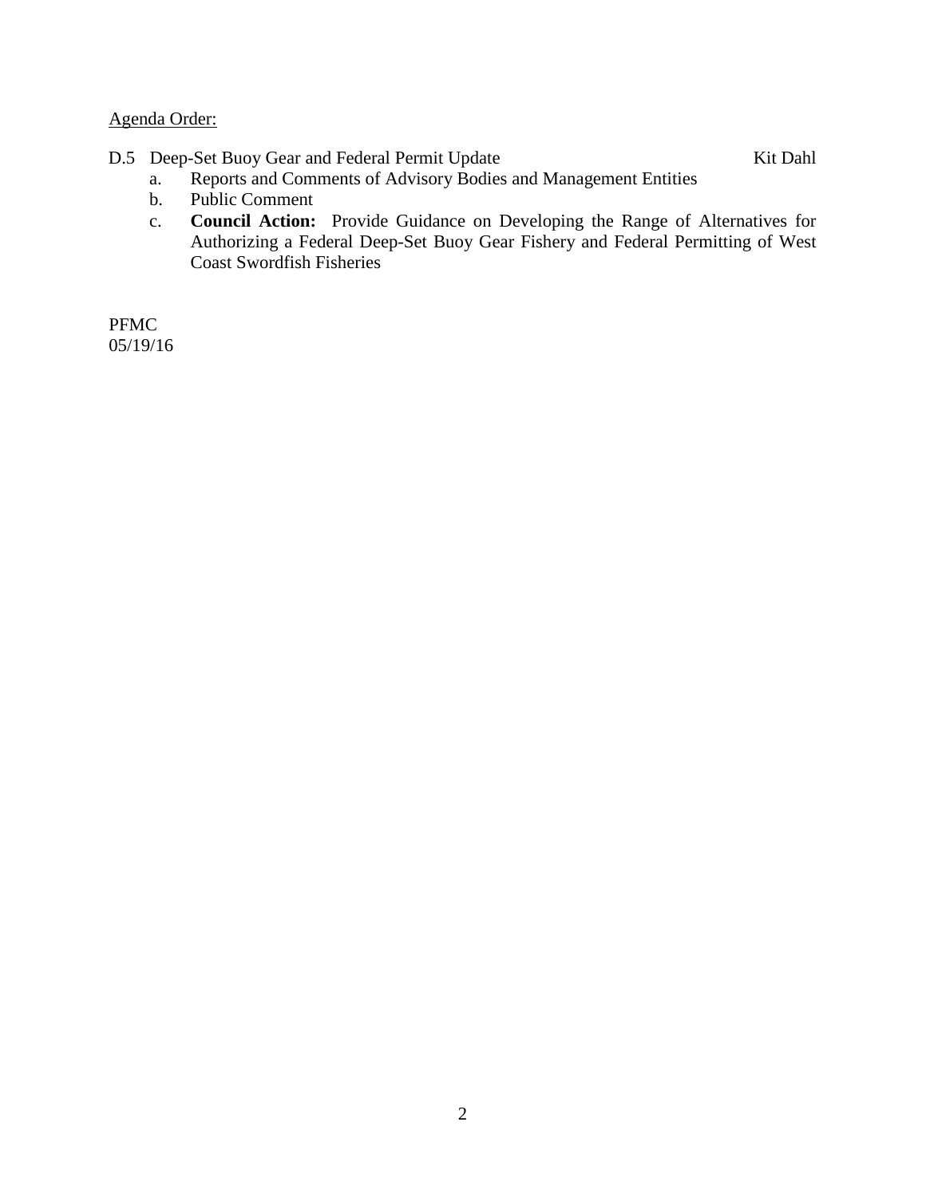Agenda Order:

D.5 Deep-Set Buoy Gear and Federal Permit Update Kit Dahl

a. Reports and Comments of Advisory Bodies and Management Entities
b. Public Comment
c. **Council Action:** Provide Guidance on Developing the Range of Alternatives for Authorizing a Federal Deep-Set Buoy Gear Fishery and Federal Permitting of West Coast Swordfish Fisheries

PFMC
05/19/16